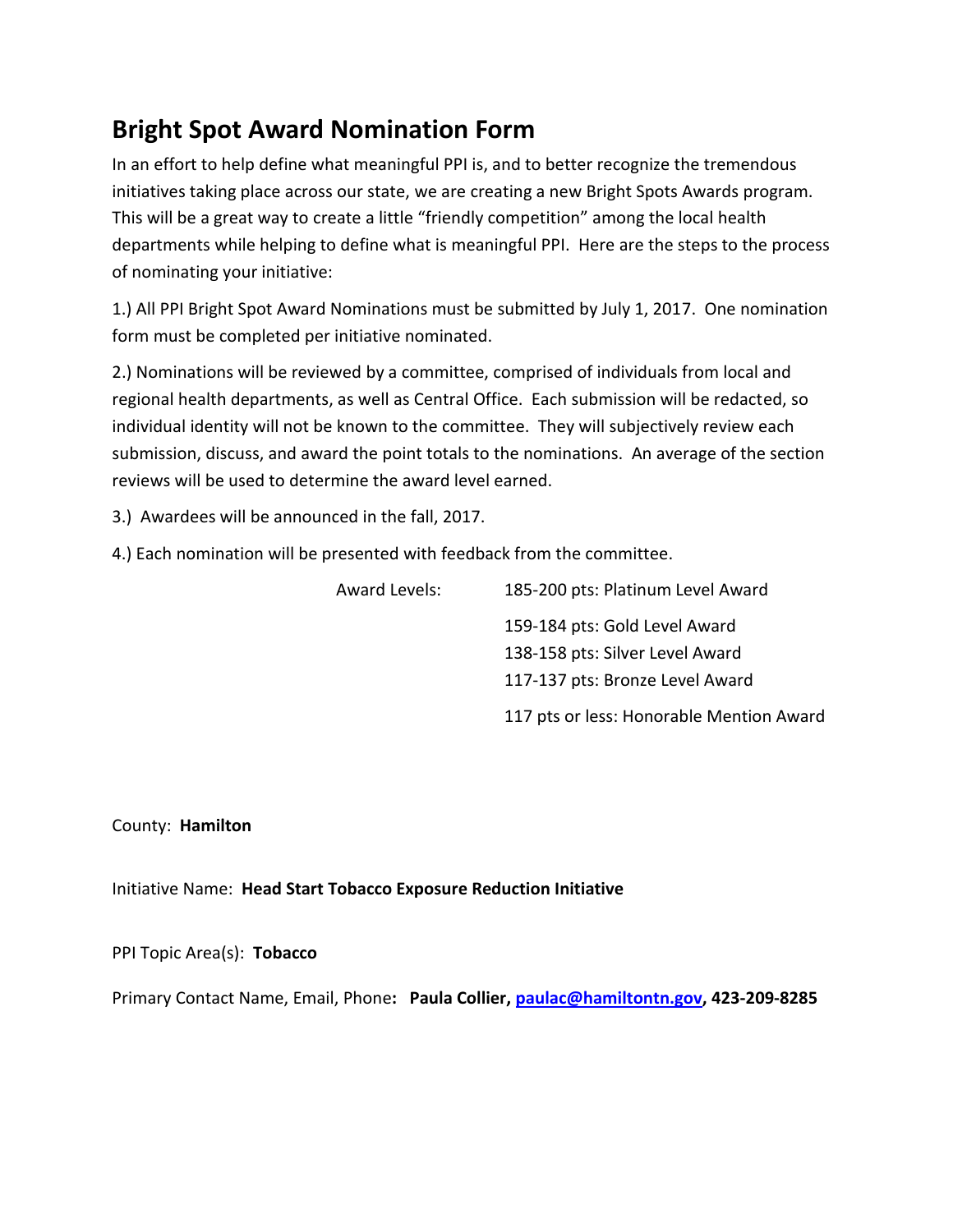# Bright Spot Award Nomination Form

In an effort to help define what meaningful PPI is, and to better recognize the tremendous initiatives taking place across our state, we are creating a new Bright Spots Awards program. This will be a great way to create a little "friendly competition" among the local health departments while helping to define what is meaningful PPI. Here are the steps to the process of nominating your initiative:

1.) All PPI Bright Spot Award Nominations must be submitted by July 1, 2017. One nomination form must be completed per initiative nominated.

2.) Nominations will be reviewed by a committee, comprised of individuals from local and regional health departments, as well as Central Office. Each submission will be redacted, so individual identity will not be known to the committee. They will subjectively review each submission, discuss, and award the point totals to the nominations. An average of the section reviews will be used to determine the award level earned.

3.) Awardees will be announced in the fall, 2017.

4.) Each nomination will be presented with feedback from the committee.

Award Levels:

- 185-200 pts: Platinum Level Award
- 159-184 pts: Gold Level Award
- 138-158 pts: Silver Level Award
- 117-137 pts: Bronze Level Award
- 117 pts or less: Honorable Mention Award

County: **Hamilton**

Initiative Name: **Head Start Tobacco Exposure Reduction Initiative**

PPI Topic Area(s): **Tobacco**

Primary Contact Name, Email, Phone**: Paula Collier, paulac@hamiltontn.gov, 423-209-8285**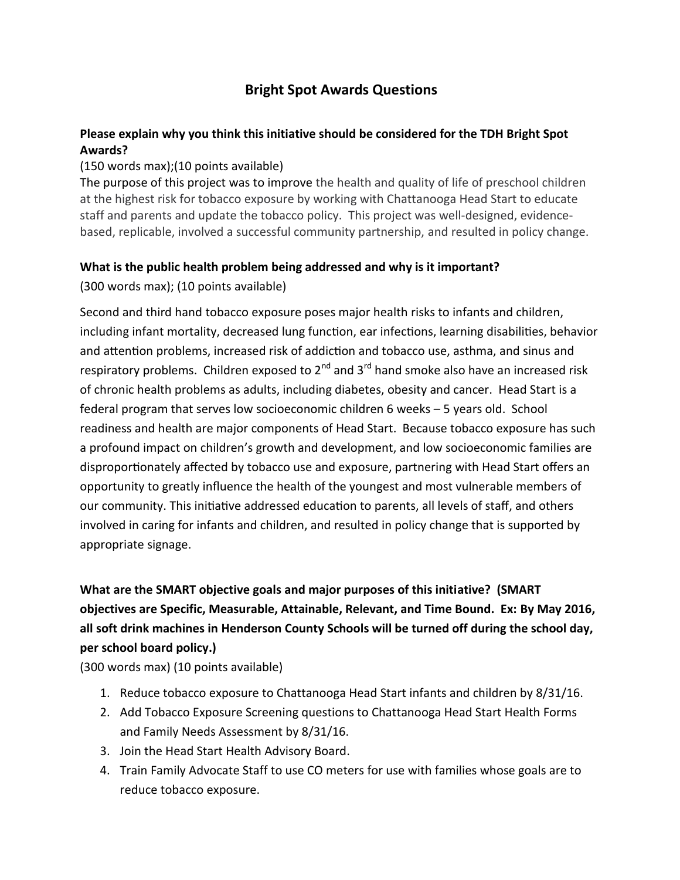# Bright Spot Awards Questions

**Please explain why you think this initiative should be considered for the TDH Bright Spot Awards?**

(150 words max);(10 points available)

The purpose of this project was to improve the health and quality of life of preschool children at the highest risk for tobacco exposure by working with Chattanooga Head Start to educate staff and parents and update the tobacco policy. This project was well-designed, evidence-based, replicable, involved a successful community partnership, and resulted in policy change.

**What is the public health problem being addressed and why is it important?**

(300 words max); (10 points available)

Second and third hand tobacco exposure poses major health risks to infants and children, including infant mortality, decreased lung function, ear infections, learning disabilities, behavior and attention problems, increased risk of addiction and tobacco use, asthma, and sinus and respiratory problems. Children exposed to $2^{nd}$ and $3^{rd}$ hand smoke also have an increased risk of chronic health problems as adults, including diabetes, obesity and cancer. Head Start is a federal program that serves low socioeconomic children 6 weeks – 5 years old. School readiness and health are major components of Head Start. Because tobacco exposure has such a profound impact on children's growth and development, and low socioeconomic families are disproportionately affected by tobacco use and exposure, partnering with Head Start offers an opportunity to greatly influence the health of the youngest and most vulnerable members of our community. This initiative addressed education to parents, all levels of staff, and others involved in caring for infants and children, and resulted in policy change that is supported by appropriate signage.

**What are the SMART objective goals and major purposes of this initiative? (SMART objectives are Specific, Measurable, Attainable, Relevant, and Time Bound. Ex: By May 2016, all soft drink machines in Henderson County Schools will be turned off during the school day, per school board policy.)**

(300 words max) (10 points available)

1. Reduce tobacco exposure to Chattanooga Head Start infants and children by 8/31/16.
2. Add Tobacco Exposure Screening questions to Chattanooga Head Start Health Forms and Family Needs Assessment by 8/31/16.
3. Join the Head Start Health Advisory Board.
4. Train Family Advocate Staff to use CO meters for use with families whose goals are to reduce tobacco exposure.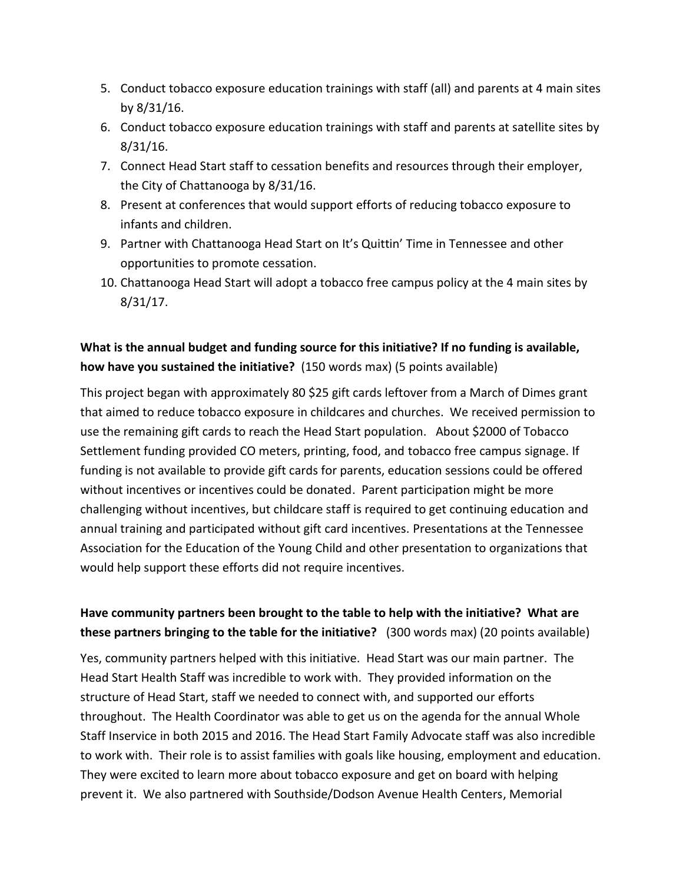5. Conduct tobacco exposure education trainings with staff (all) and parents at 4 main sites by 8/31/16.
6. Conduct tobacco exposure education trainings with staff and parents at satellite sites by 8/31/16.
7. Connect Head Start staff to cessation benefits and resources through their employer, the City of Chattanooga by 8/31/16.
8. Present at conferences that would support efforts of reducing tobacco exposure to infants and children.
9. Partner with Chattanooga Head Start on It's Quittin' Time in Tennessee and other opportunities to promote cessation.
10. Chattanooga Head Start will adopt a tobacco free campus policy at the 4 main sites by 8/31/17.

**What is the annual budget and funding source for this initiative? If no funding is available, how have you sustained the initiative?** (150 words max) (5 points available)

This project began with approximately 80 $25 gift cards leftover from a March of Dimes grant that aimed to reduce tobacco exposure in childcares and churches. We received permission to use the remaining gift cards to reach the Head Start population. About $2000 of Tobacco Settlement funding provided CO meters, printing, food, and tobacco free campus signage. If funding is not available to provide gift cards for parents, education sessions could be offered without incentives or incentives could be donated. Parent participation might be more challenging without incentives, but childcare staff is required to get continuing education and annual training and participated without gift card incentives. Presentations at the Tennessee Association for the Education of the Young Child and other presentation to organizations that would help support these efforts did not require incentives.

**Have community partners been brought to the table to help with the initiative? What are these partners bringing to the table for the initiative?** (300 words max) (20 points available)

Yes, community partners helped with this initiative. Head Start was our main partner. The Head Start Health Staff was incredible to work with. They provided information on the structure of Head Start, staff we needed to connect with, and supported our efforts throughout. The Health Coordinator was able to get us on the agenda for the annual Whole Staff Inservice in both 2015 and 2016. The Head Start Family Advocate staff was also incredible to work with. Their role is to assist families with goals like housing, employment and education. They were excited to learn more about tobacco exposure and get on board with helping prevent it. We also partnered with Southside/Dodson Avenue Health Centers, Memorial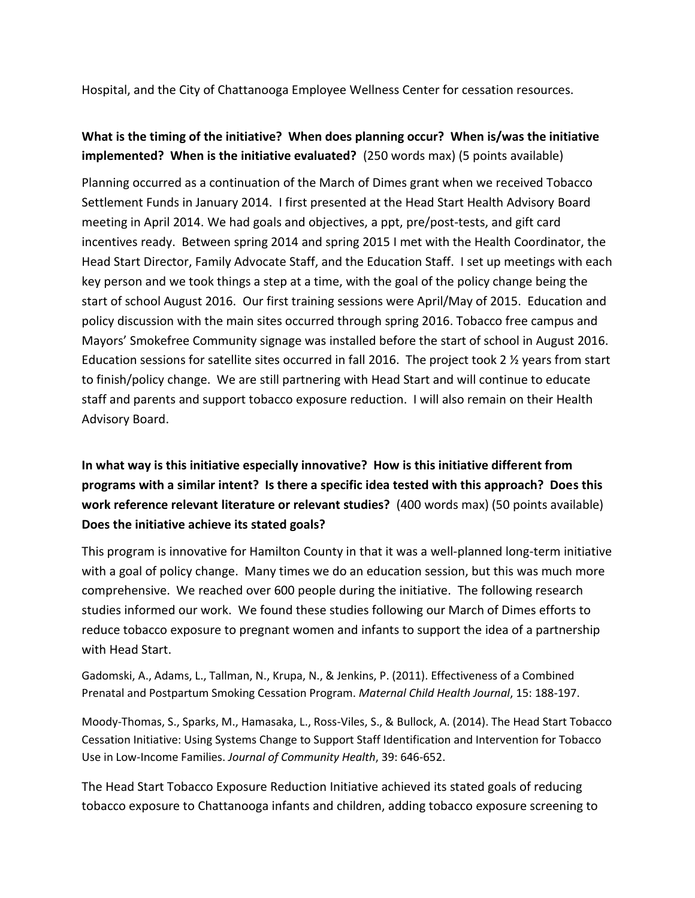Hospital, and the City of Chattanooga Employee Wellness Center for cessation resources.

**What is the timing of the initiative? When does planning occur? When is/was the initiative implemented? When is the initiative evaluated?** (250 words max) (5 points available)

Planning occurred as a continuation of the March of Dimes grant when we received Tobacco Settlement Funds in January 2014. I first presented at the Head Start Health Advisory Board meeting in April 2014. We had goals and objectives, a ppt, pre/post-tests, and gift card incentives ready. Between spring 2014 and spring 2015 I met with the Health Coordinator, the Head Start Director, Family Advocate Staff, and the Education Staff. I set up meetings with each key person and we took things a step at a time, with the goal of the policy change being the start of school August 2016. Our first training sessions were April/May of 2015. Education and policy discussion with the main sites occurred through spring 2016. Tobacco free campus and Mayors' Smokefree Community signage was installed before the start of school in August 2016. Education sessions for satellite sites occurred in fall 2016. The project took 2 ½ years from start to finish/policy change. We are still partnering with Head Start and will continue to educate staff and parents and support tobacco exposure reduction. I will also remain on their Health Advisory Board.

**In what way is this initiative especially innovative? How is this initiative different from programs with a similar intent? Is there a specific idea tested with this approach? Does this work reference relevant literature or relevant studies?** (400 words max) (50 points available) **Does the initiative achieve its stated goals?**

This program is innovative for Hamilton County in that it was a well-planned long-term initiative with a goal of policy change. Many times we do an education session, but this was much more comprehensive. We reached over 600 people during the initiative. The following research studies informed our work. We found these studies following our March of Dimes efforts to reduce tobacco exposure to pregnant women and infants to support the idea of a partnership with Head Start.

Gadomski, A., Adams, L., Tallman, N., Krupa, N., & Jenkins, P. (2011). Effectiveness of a Combined Prenatal and Postpartum Smoking Cessation Program. *Maternal Child Health Journal*, 15: 188-197.

Moody-Thomas, S., Sparks, M., Hamasaka, L., Ross-Viles, S., & Bullock, A. (2014). The Head Start Tobacco Cessation Initiative: Using Systems Change to Support Staff Identification and Intervention for Tobacco Use in Low-Income Families. *Journal of Community Health*, 39: 646-652.

The Head Start Tobacco Exposure Reduction Initiative achieved its stated goals of reducing tobacco exposure to Chattanooga infants and children, adding tobacco exposure screening to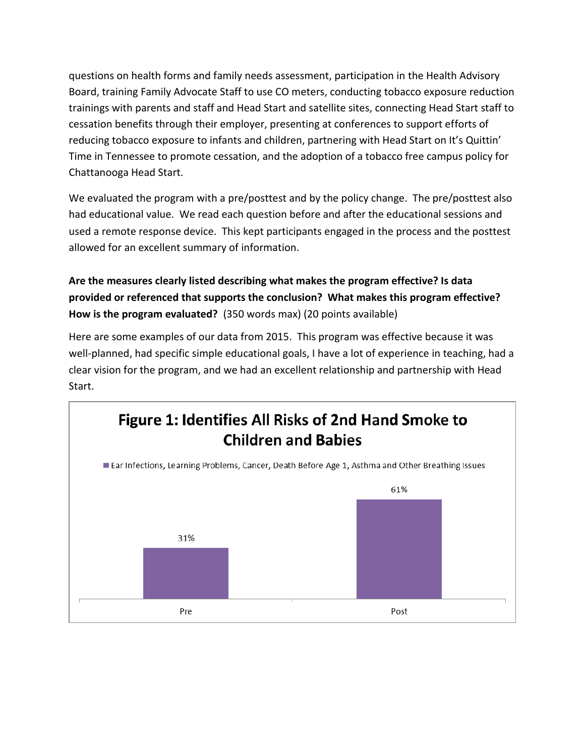questions on health forms and family needs assessment, participation in the Health Advisory Board, training Family Advocate Staff to use CO meters, conducting tobacco exposure reduction trainings with parents and staff and Head Start and satellite sites, connecting Head Start staff to cessation benefits through their employer, presenting at conferences to support efforts of reducing tobacco exposure to infants and children, partnering with Head Start on It's Quittin' Time in Tennessee to promote cessation, and the adoption of a tobacco free campus policy for Chattanooga Head Start.

We evaluated the program with a pre/posttest and by the policy change. The pre/posttest also had educational value. We read each question before and after the educational sessions and used a remote response device. This kept participants engaged in the process and the posttest allowed for an excellent summary of information.

**Are the measures clearly listed describing what makes the program effective? Is data provided or referenced that supports the conclusion? What makes this program effective? How is the program evaluated?** (350 words max) (20 points available)

Here are some examples of our data from 2015. This program was effective because it was well-planned, had specific simple educational goals, I have a lot of experience in teaching, had a clear vision for the program, and we had an excellent relationship and partnership with Head Start.

**Figure 1: Identifies All Risks of 2nd Hand Smoke to Children and Babies**

Ear Infections, Learning Problems, Cancer, Death Before Age 1, Asthma and Other Breathing Issues

| | Pre | Post |
|---|---|---|
| Ear Infections, Learning Problems, Cancer, Death Before Age 1, Asthma and Other Breathing Issues | 31% | 61% |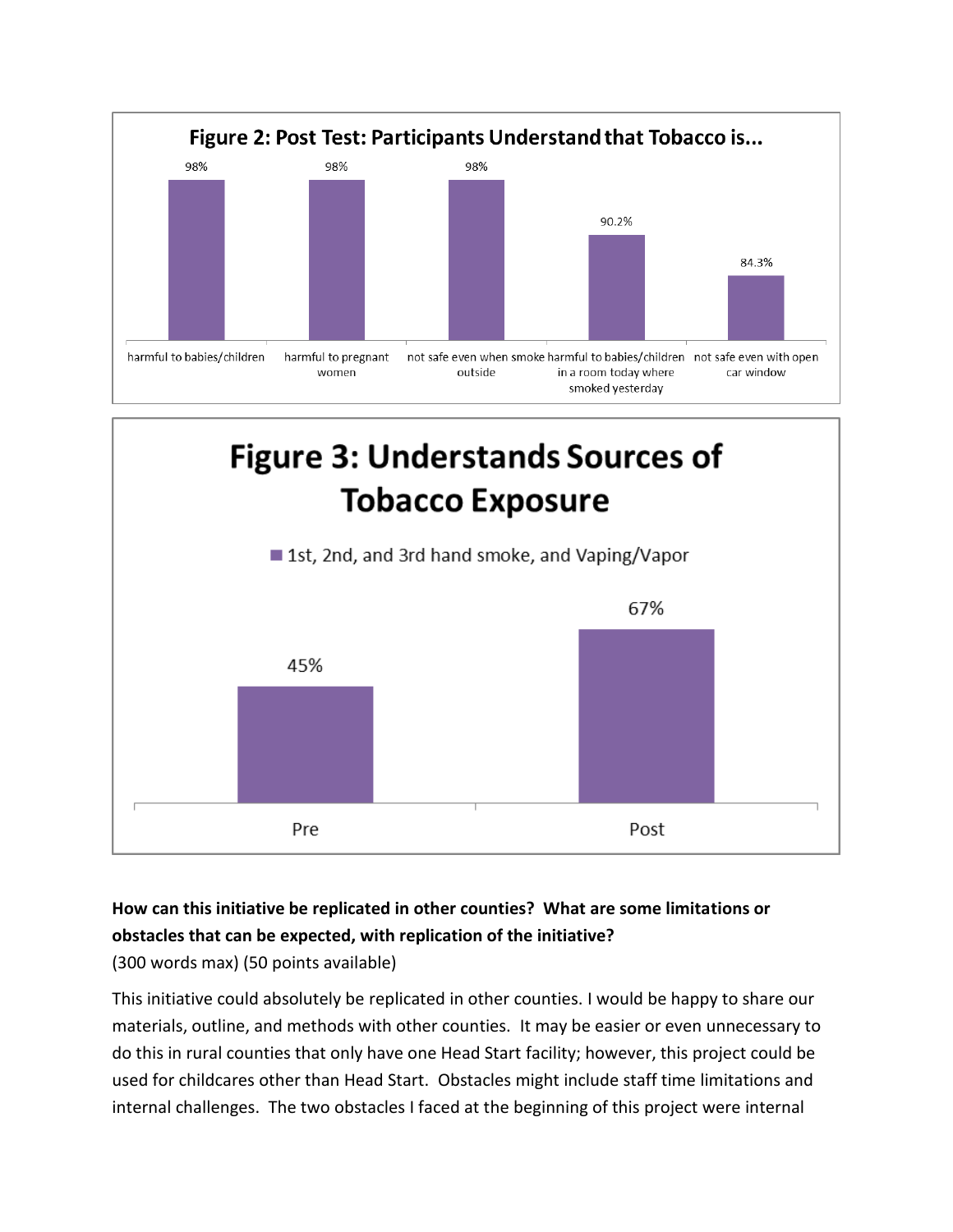**Figure 2: Post Test: Participants Understand that Tobacco is...**

| Statement | Percent |
| --- | --- |
| harmful to babies/children | 98% |
| harmful to pregnant women | 98% |
| not safe even when smoke outside | 98% |
| harmful to babies/children in a room today where smoked yesterday | 90.2% |
| not safe even with open car window | 84.3% |

**Figure 3: Understands Sources of Tobacco Exposure**

1st, 2nd, and 3rd hand smoke, and Vaping/Vapor

| | Percent |
| --- | --- |
| Pre | 45% |
| Post | 67% |

**How can this initiative be replicated in other counties? What are some limitations or obstacles that can be expected, with replication of the initiative?**

(300 words max) (50 points available)

This initiative could absolutely be replicated in other counties. I would be happy to share our materials, outline, and methods with other counties. It may be easier or even unnecessary to do this in rural counties that only have one Head Start facility; however, this project could be used for childcares other than Head Start. Obstacles might include staff time limitations and internal challenges. The two obstacles I faced at the beginning of this project were internal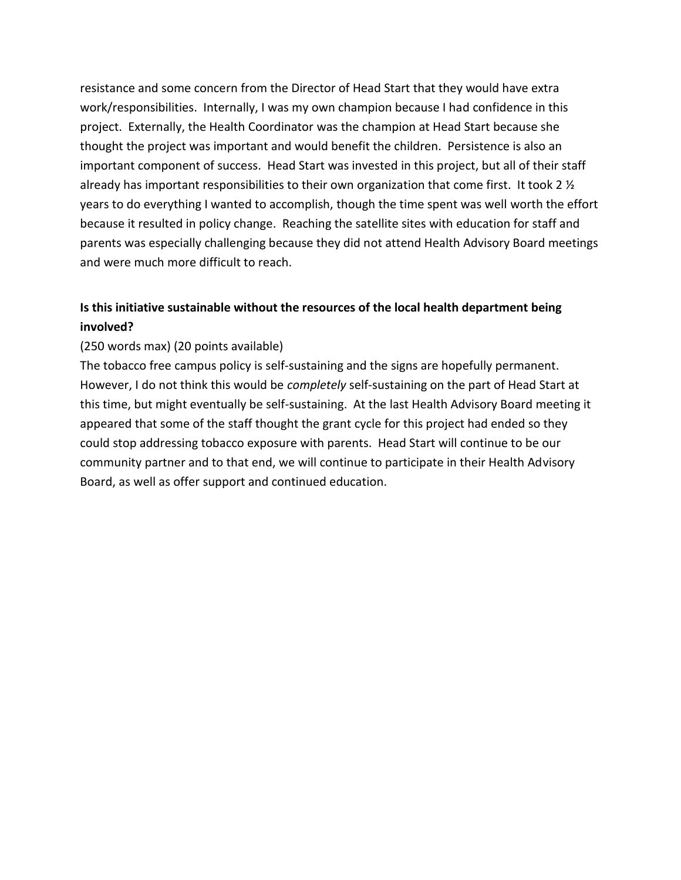resistance and some concern from the Director of Head Start that they would have extra work/responsibilities. Internally, I was my own champion because I had confidence in this project. Externally, the Health Coordinator was the champion at Head Start because she thought the project was important and would benefit the children. Persistence is also an important component of success. Head Start was invested in this project, but all of their staff already has important responsibilities to their own organization that come first. It took 2 ½ years to do everything I wanted to accomplish, though the time spent was well worth the effort because it resulted in policy change. Reaching the satellite sites with education for staff and parents was especially challenging because they did not attend Health Advisory Board meetings and were much more difficult to reach.

**Is this initiative sustainable without the resources of the local health department being involved?**

(250 words max) (20 points available)

The tobacco free campus policy is self-sustaining and the signs are hopefully permanent. However, I do not think this would be *completely* self-sustaining on the part of Head Start at this time, but might eventually be self-sustaining. At the last Health Advisory Board meeting it appeared that some of the staff thought the grant cycle for this project had ended so they could stop addressing tobacco exposure with parents. Head Start will continue to be our community partner and to that end, we will continue to participate in their Health Advisory Board, as well as offer support and continued education.